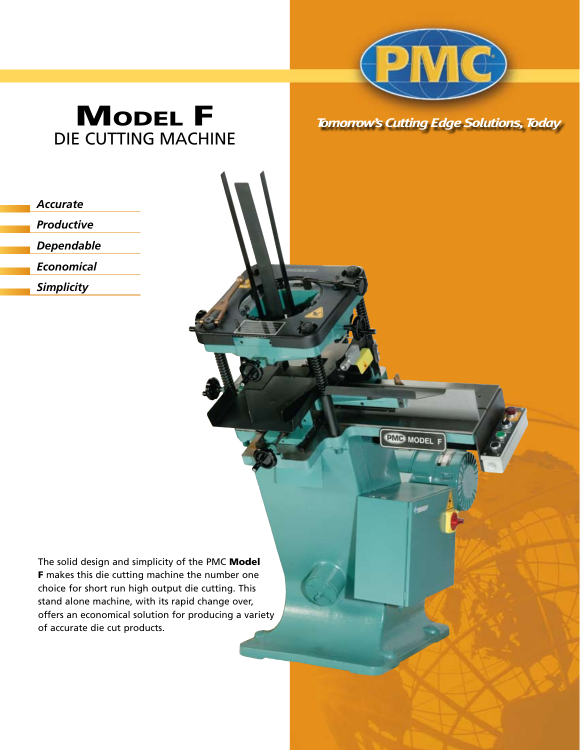PMC

*Tomorrow's Cutting Edge Solutions, Today*

# Model F
## DIE CUTTING MACHINE

- *Accurate*
- *Productive*
- *Dependable*
- *Economical*
- *Simplicity*

The solid design and simplicity of the PMC **Model F** makes this die cutting machine the number one choice for short run high output die cutting. This stand alone machine, with its rapid change over, offers an economical solution for producing a variety of accurate die cut products.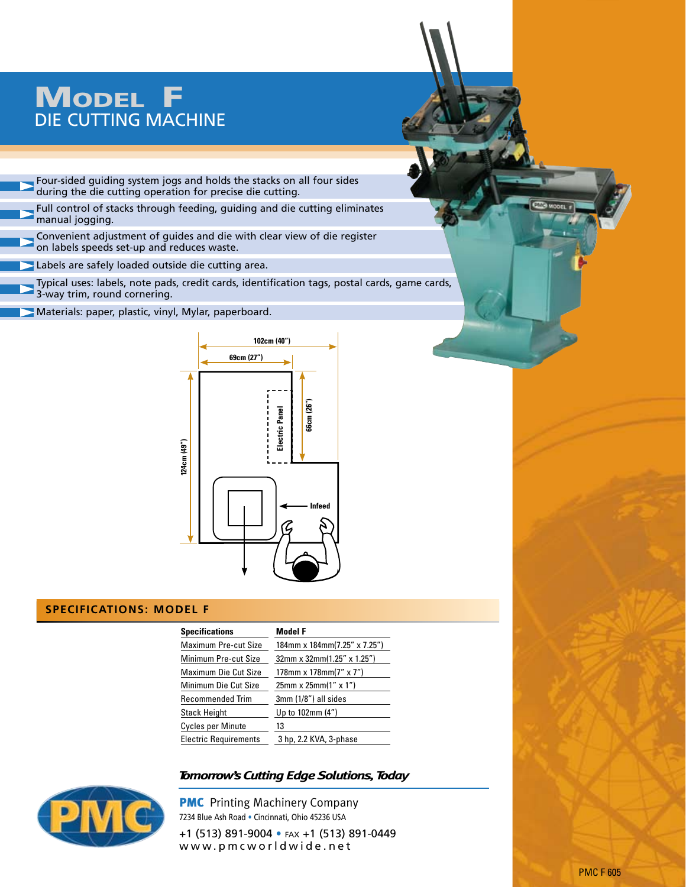# Model F
## DIE CUTTING MACHINE

- Four-sided guiding system jogs and holds the stacks on all four sides during the die cutting operation for precise die cutting.
- Full control of stacks through feeding, guiding and die cutting eliminates manual jogging.
- Convenient adjustment of guides and die with clear view of die register on labels speeds set-up and reduces waste.
- Labels are safely loaded outside die cutting area.
- Typical uses: labels, note pads, credit cards, identification tags, postal cards, game cards, 3-way trim, round cornering.
- Materials: paper, plastic, vinyl, Mylar, paperboard.

102cm (40")

69cm (27")

124cm (49")

66cm (26")

Electric Panel

Infeed

## SPECIFICATIONS: MODEL F

| Specifications | Model F |
|---|---|
| Maximum Pre-cut Size | 184mm x 184mm(7.25" x 7.25") |
| Minimum Pre-cut Size | 32mm x 32mm(1.25" x 1.25") |
| Maximum Die Cut Size | 178mm x 178mm(7" x 7") |
| Minimum Die Cut Size | 25mm x 25mm(1" x 1") |
| Recommended Trim | 3mm (1/8") all sides |
| Stack Height | Up to 102mm (4") |
| Cycles per Minute | 13 |
| Electric Requirements | 3 hp, 2.2 KVA, 3-phase |

*Tomorrow's Cutting Edge Solutions, Today*

**PMC** Printing Machinery Company
7234 Blue Ash Road • Cincinnati, Ohio 45236 USA
+1 (513) 891-9004 • FAX +1 (513) 891-0449
www.pmcworldwide.net

PMC F 605